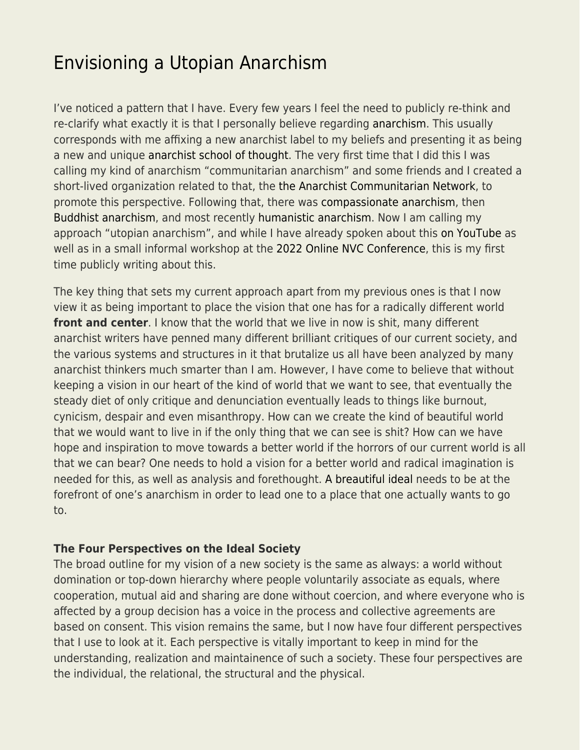# Envisioning a Utopian Anarchism

I've noticed a pattern that I have. Every few years I feel the need to publicly re-think and re-clarify what exactly it is that I personally believe regarding anarchism. This usually corresponds with me affixing a new anarchist label to my beliefs and presenting it as being a new and unique anarchist school of thought. The very first time that I did this I was calling my kind of anarchism "communitarian anarchism" and some friends and I created a short-lived organization related to that, the the Anarchist Communitarian Network, to promote this perspective. Following that, there was compassionate anarchism, then Buddhist anarchism, and most recently humanistic anarchism. Now I am calling my approach "utopian anarchism", and while I have already spoken about this on YouTube as well as in a small informal workshop at the 2022 Online NVC Conference, this is my first time publicly writing about this.

The key thing that sets my current approach apart from my previous ones is that I now view it as being important to place the vision that one has for a radically different world **front and center**. I know that the world that we live in now is shit, many different anarchist writers have penned many different brilliant critiques of our current society, and the various systems and structures in it that brutalize us all have been analyzed by many anarchist thinkers much smarter than I am. However, I have come to believe that without keeping a vision in our heart of the kind of world that we want to see, that eventually the steady diet of only critique and denunciation eventually leads to things like burnout, cynicism, despair and even misanthropy. How can we create the kind of beautiful world that we would want to live in if the only thing that we can see is shit? How can we have hope and inspiration to move towards a better world if the horrors of our current world is all that we can bear? One needs to hold a vision for a better world and radical imagination is needed for this, as well as analysis and forethought. A breautiful ideal needs to be at the forefront of one's anarchism in order to lead one to a place that one actually wants to go to.

**The Four Perspectives on the Ideal Society**

The broad outline for my vision of a new society is the same as always: a world without domination or top-down hierarchy where people voluntarily associate as equals, where cooperation, mutual aid and sharing are done without coercion, and where everyone who is affected by a group decision has a voice in the process and collective agreements are based on consent. This vision remains the same, but I now have four different perspectives that I use to look at it. Each perspective is vitally important to keep in mind for the understanding, realization and maintainence of such a society. These four perspectives are the individual, the relational, the structural and the physical.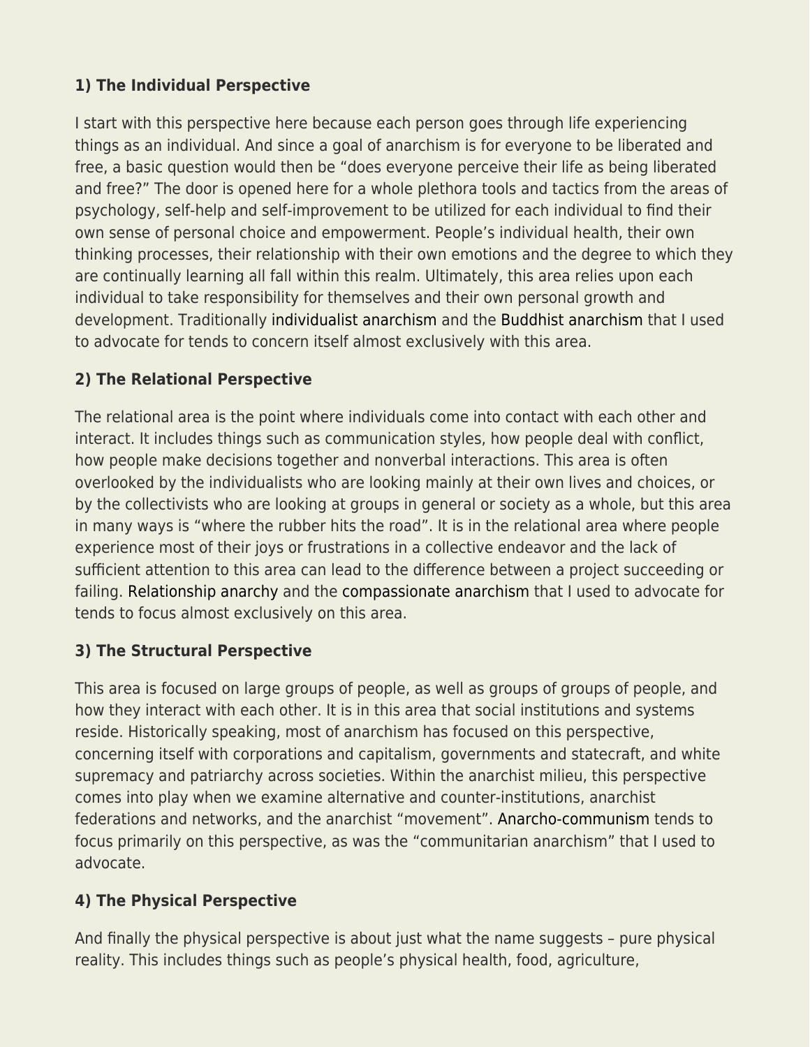**1) The Individual Perspective**

I start with this perspective here because each person goes through life experiencing things as an individual. And since a goal of anarchism is for everyone to be liberated and free, a basic question would then be "does everyone perceive their life as being liberated and free?" The door is opened here for a whole plethora tools and tactics from the areas of psychology, self-help and self-improvement to be utilized for each individual to find their own sense of personal choice and empowerment. People's individual health, their own thinking processes, their relationship with their own emotions and the degree to which they are continually learning all fall within this realm. Ultimately, this area relies upon each individual to take responsibility for themselves and their own personal growth and development. Traditionally individualist anarchism and the Buddhist anarchism that I used to advocate for tends to concern itself almost exclusively with this area.

**2) The Relational Perspective**

The relational area is the point where individuals come into contact with each other and interact. It includes things such as communication styles, how people deal with conflict, how people make decisions together and nonverbal interactions. This area is often overlooked by the individualists who are looking mainly at their own lives and choices, or by the collectivists who are looking at groups in general or society as a whole, but this area in many ways is "where the rubber hits the road". It is in the relational area where people experience most of their joys or frustrations in a collective endeavor and the lack of sufficient attention to this area can lead to the difference between a project succeeding or failing. Relationship anarchy and the compassionate anarchism that I used to advocate for tends to focus almost exclusively on this area.

**3) The Structural Perspective**

This area is focused on large groups of people, as well as groups of groups of people, and how they interact with each other. It is in this area that social institutions and systems reside. Historically speaking, most of anarchism has focused on this perspective, concerning itself with corporations and capitalism, governments and statecraft, and white supremacy and patriarchy across societies. Within the anarchist milieu, this perspective comes into play when we examine alternative and counter-institutions, anarchist federations and networks, and the anarchist "movement". Anarcho-communism tends to focus primarily on this perspective, as was the "communitarian anarchism" that I used to advocate.

**4) The Physical Perspective**

And finally the physical perspective is about just what the name suggests – pure physical reality. This includes things such as people's physical health, food, agriculture,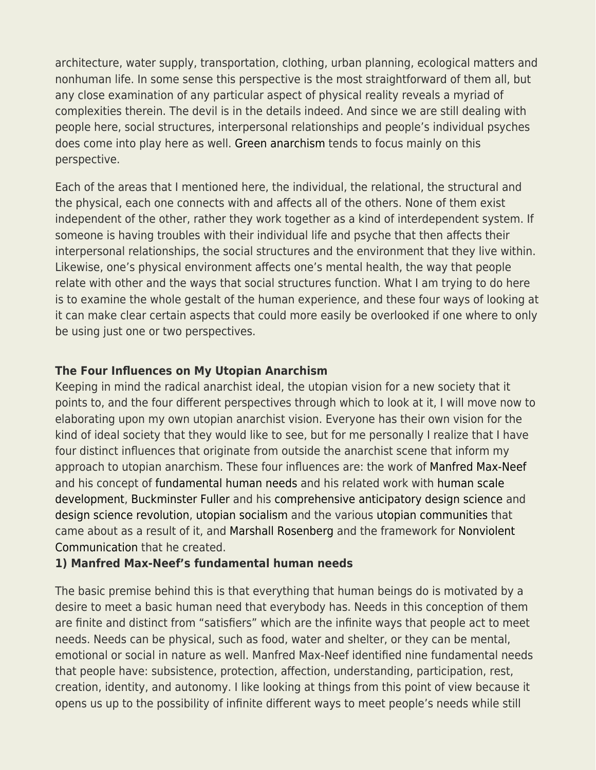architecture, water supply, transportation, clothing, urban planning, ecological matters and nonhuman life. In some sense this perspective is the most straightforward of them all, but any close examination of any particular aspect of physical reality reveals a myriad of complexities therein. The devil is in the details indeed. And since we are still dealing with people here, social structures, interpersonal relationships and people's individual psyches does come into play here as well. Green anarchism tends to focus mainly on this perspective.

Each of the areas that I mentioned here, the individual, the relational, the structural and the physical, each one connects with and affects all of the others. None of them exist independent of the other, rather they work together as a kind of interdependent system. If someone is having troubles with their individual life and psyche that then affects their interpersonal relationships, the social structures and the environment that they live within. Likewise, one's physical environment affects one's mental health, the way that people relate with other and the ways that social structures function. What I am trying to do here is to examine the whole gestalt of the human experience, and these four ways of looking at it can make clear certain aspects that could more easily be overlooked if one where to only be using just one or two perspectives.

**The Four Influences on My Utopian Anarchism**

Keeping in mind the radical anarchist ideal, the utopian vision for a new society that it points to, and the four different perspectives through which to look at it, I will move now to elaborating upon my own utopian anarchist vision. Everyone has their own vision for the kind of ideal society that they would like to see, but for me personally I realize that I have four distinct influences that originate from outside the anarchist scene that inform my approach to utopian anarchism. These four influences are: the work of Manfred Max-Neef and his concept of fundamental human needs and his related work with human scale development, Buckminster Fuller and his comprehensive anticipatory design science and design science revolution, utopian socialism and the various utopian communities that came about as a result of it, and Marshall Rosenberg and the framework for Nonviolent Communication that he created.

**1) Manfred Max-Neef's fundamental human needs**

The basic premise behind this is that everything that human beings do is motivated by a desire to meet a basic human need that everybody has. Needs in this conception of them are finite and distinct from "satisfiers" which are the infinite ways that people act to meet needs. Needs can be physical, such as food, water and shelter, or they can be mental, emotional or social in nature as well. Manfred Max-Neef identified nine fundamental needs that people have: subsistence, protection, affection, understanding, participation, rest, creation, identity, and autonomy. I like looking at things from this point of view because it opens us up to the possibility of infinite different ways to meet people's needs while still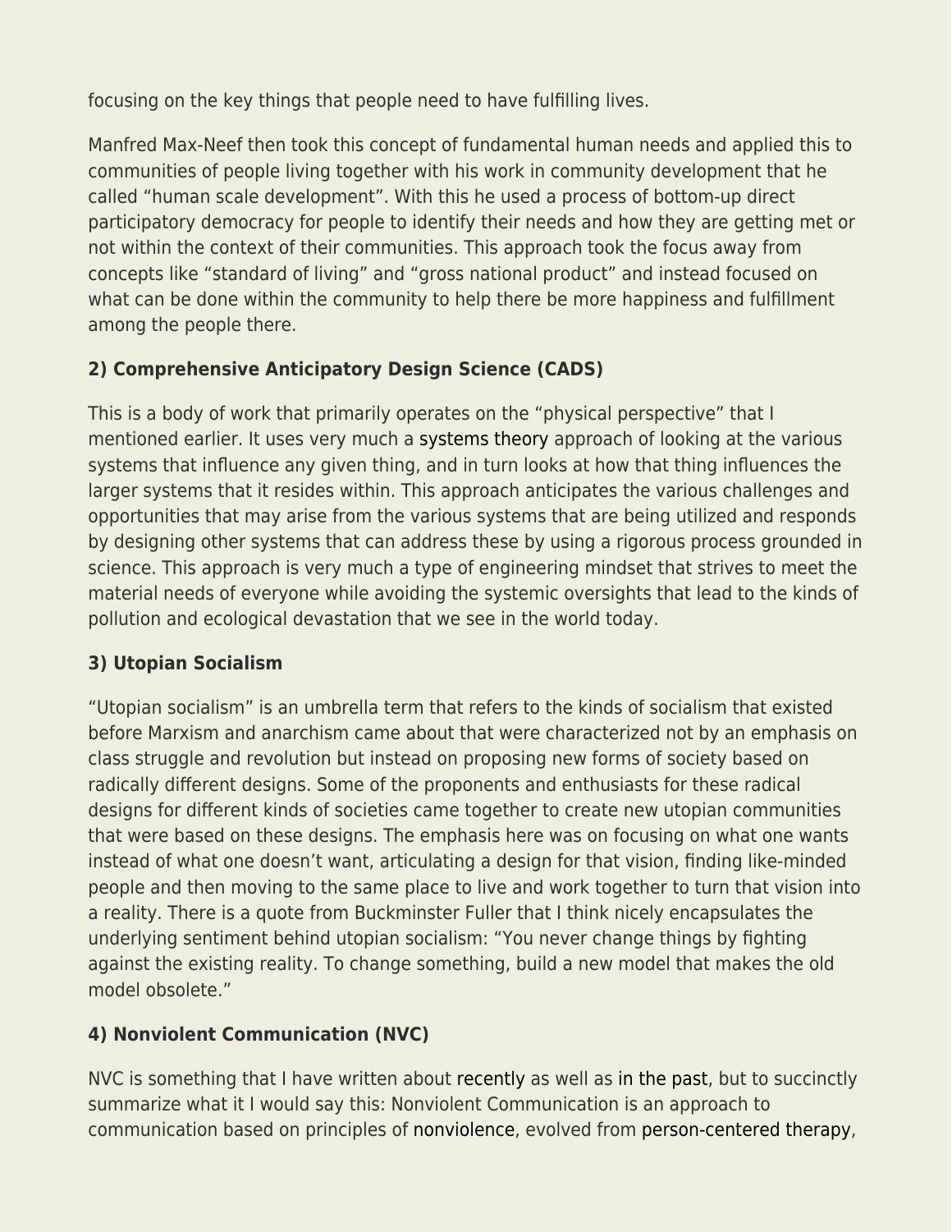focusing on the key things that people need to have fulfilling lives.

Manfred Max-Neef then took this concept of fundamental human needs and applied this to communities of people living together with his work in community development that he called "human scale development". With this he used a process of bottom-up direct participatory democracy for people to identify their needs and how they are getting met or not within the context of their communities. This approach took the focus away from concepts like "standard of living" and "gross national product" and instead focused on what can be done within the community to help there be more happiness and fulfillment among the people there.

### 2) Comprehensive Anticipatory Design Science (CADS)

This is a body of work that primarily operates on the "physical perspective" that I mentioned earlier. It uses very much a systems theory approach of looking at the various systems that influence any given thing, and in turn looks at how that thing influences the larger systems that it resides within. This approach anticipates the various challenges and opportunities that may arise from the various systems that are being utilized and responds by designing other systems that can address these by using a rigorous process grounded in science. This approach is very much a type of engineering mindset that strives to meet the material needs of everyone while avoiding the systemic oversights that lead to the kinds of pollution and ecological devastation that we see in the world today.

### 3) Utopian Socialism

"Utopian socialism" is an umbrella term that refers to the kinds of socialism that existed before Marxism and anarchism came about that were characterized not by an emphasis on class struggle and revolution but instead on proposing new forms of society based on radically different designs. Some of the proponents and enthusiasts for these radical designs for different kinds of societies came together to create new utopian communities that were based on these designs. The emphasis here was on focusing on what one wants instead of what one doesn't want, articulating a design for that vision, finding like-minded people and then moving to the same place to live and work together to turn that vision into a reality. There is a quote from Buckminster Fuller that I think nicely encapsulates the underlying sentiment behind utopian socialism: "You never change things by fighting against the existing reality. To change something, build a new model that makes the old model obsolete."

### 4) Nonviolent Communication (NVC)

NVC is something that I have written about recently as well as in the past, but to succinctly summarize what it I would say this: Nonviolent Communication is an approach to communication based on principles of nonviolence, evolved from person-centered therapy,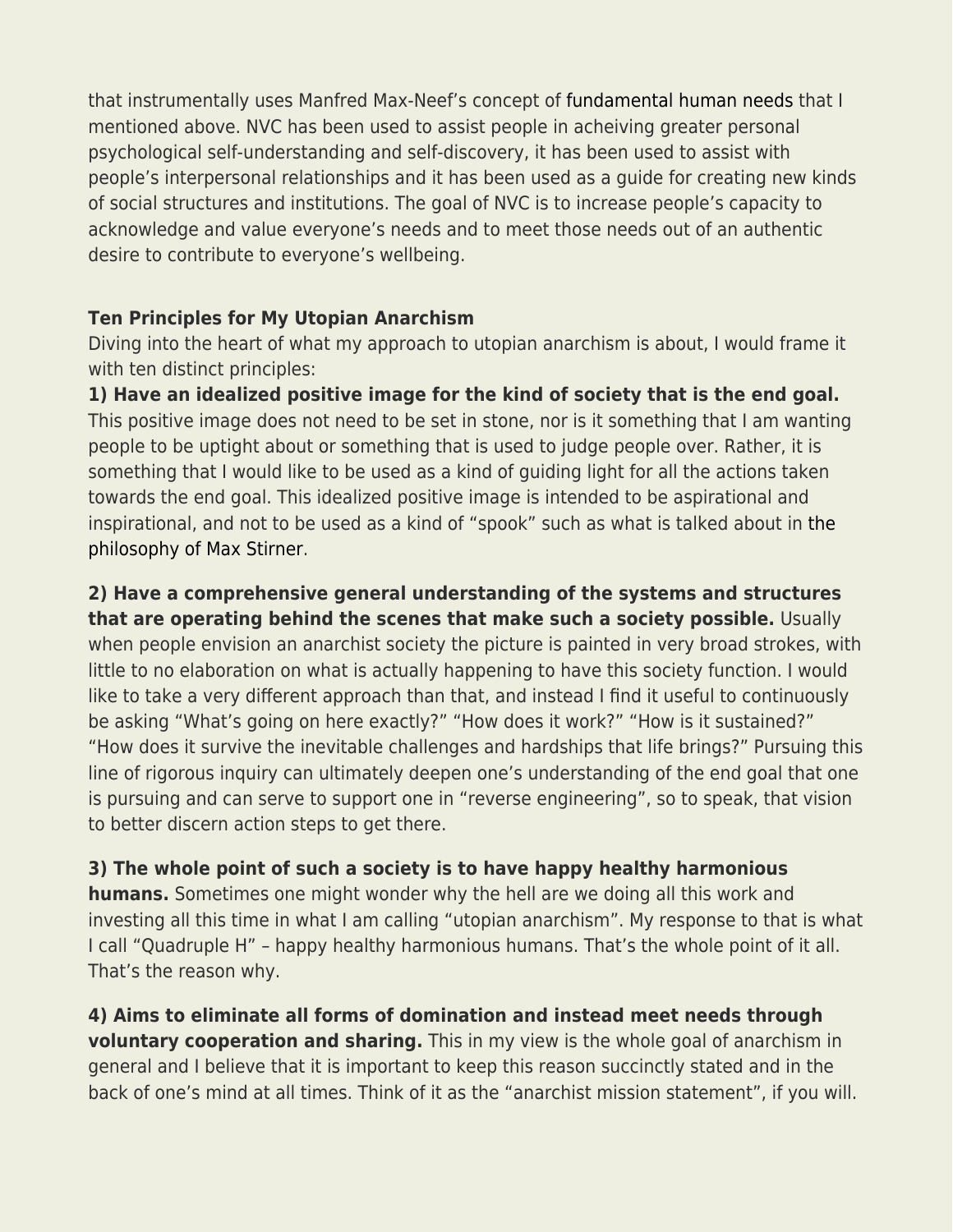that instrumentally uses Manfred Max-Neef's concept of fundamental human needs that I mentioned above. NVC has been used to assist people in acheiving greater personal psychological self-understanding and self-discovery, it has been used to assist with people's interpersonal relationships and it has been used as a guide for creating new kinds of social structures and institutions. The goal of NVC is to increase people's capacity to acknowledge and value everyone's needs and to meet those needs out of an authentic desire to contribute to everyone's wellbeing.

**Ten Principles for My Utopian Anarchism**

Diving into the heart of what my approach to utopian anarchism is about, I would frame it with ten distinct principles:

**1) Have an idealized positive image for the kind of society that is the end goal.** This positive image does not need to be set in stone, nor is it something that I am wanting people to be uptight about or something that is used to judge people over. Rather, it is something that I would like to be used as a kind of guiding light for all the actions taken towards the end goal. This idealized positive image is intended to be aspirational and inspirational, and not to be used as a kind of "spook" such as what is talked about in the philosophy of Max Stirner.

**2) Have a comprehensive general understanding of the systems and structures that are operating behind the scenes that make such a society possible.** Usually when people envision an anarchist society the picture is painted in very broad strokes, with little to no elaboration on what is actually happening to have this society function. I would like to take a very different approach than that, and instead I find it useful to continuously be asking "What's going on here exactly?" "How does it work?" "How is it sustained?" "How does it survive the inevitable challenges and hardships that life brings?" Pursuing this line of rigorous inquiry can ultimately deepen one's understanding of the end goal that one is pursuing and can serve to support one in "reverse engineering", so to speak, that vision to better discern action steps to get there.

**3) The whole point of such a society is to have happy healthy harmonious humans.** Sometimes one might wonder why the hell are we doing all this work and investing all this time in what I am calling "utopian anarchism". My response to that is what I call "Quadruple H" – happy healthy harmonious humans. That's the whole point of it all. That's the reason why.

**4) Aims to eliminate all forms of domination and instead meet needs through voluntary cooperation and sharing.** This in my view is the whole goal of anarchism in general and I believe that it is important to keep this reason succinctly stated and in the back of one's mind at all times. Think of it as the "anarchist mission statement", if you will.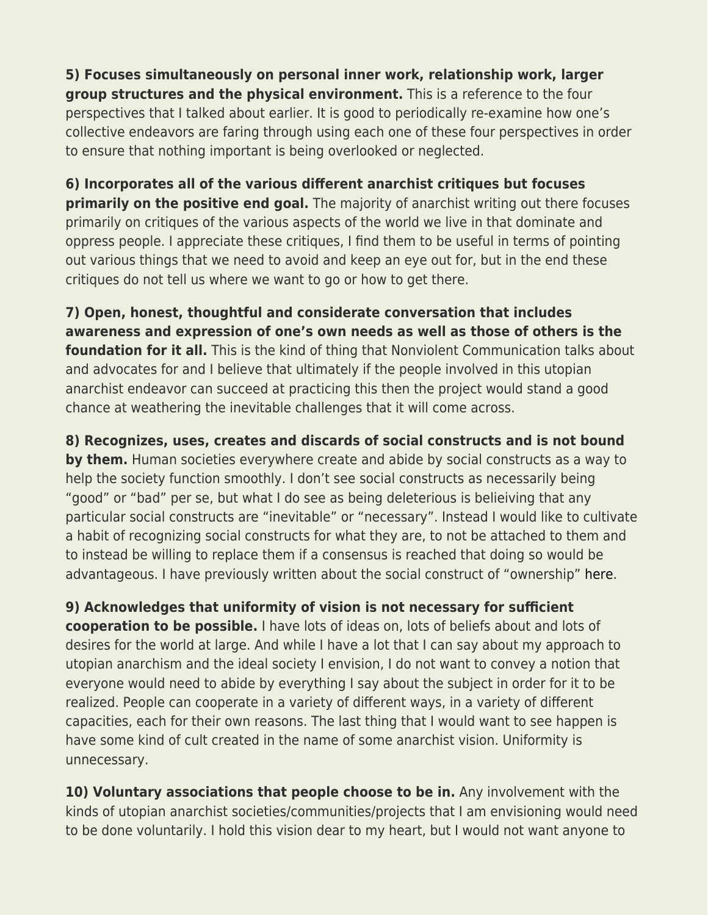**5) Focuses simultaneously on personal inner work, relationship work, larger group structures and the physical environment.** This is a reference to the four perspectives that I talked about earlier. It is good to periodically re-examine how one's collective endeavors are faring through using each one of these four perspectives in order to ensure that nothing important is being overlooked or neglected.

**6) Incorporates all of the various different anarchist critiques but focuses primarily on the positive end goal.** The majority of anarchist writing out there focuses primarily on critiques of the various aspects of the world we live in that dominate and oppress people. I appreciate these critiques, I find them to be useful in terms of pointing out various things that we need to avoid and keep an eye out for, but in the end these critiques do not tell us where we want to go or how to get there.

**7) Open, honest, thoughtful and considerate conversation that includes awareness and expression of one's own needs as well as those of others is the foundation for it all.** This is the kind of thing that Nonviolent Communication talks about and advocates for and I believe that ultimately if the people involved in this utopian anarchist endeavor can succeed at practicing this then the project would stand a good chance at weathering the inevitable challenges that it will come across.

**8) Recognizes, uses, creates and discards of social constructs and is not bound by them.** Human societies everywhere create and abide by social constructs as a way to help the society function smoothly. I don't see social constructs as necessarily being "good" or "bad" per se, but what I do see as being deleterious is belieiving that any particular social constructs are "inevitable" or "necessary". Instead I would like to cultivate a habit of recognizing social constructs for what they are, to not be attached to them and to instead be willing to replace them if a consensus is reached that doing so would be advantageous. I have previously written about the social construct of "ownership" here.

**9) Acknowledges that uniformity of vision is not necessary for sufficient cooperation to be possible.** I have lots of ideas on, lots of beliefs about and lots of desires for the world at large. And while I have a lot that I can say about my approach to utopian anarchism and the ideal society I envision, I do not want to convey a notion that everyone would need to abide by everything I say about the subject in order for it to be realized. People can cooperate in a variety of different ways, in a variety of different capacities, each for their own reasons. The last thing that I would want to see happen is have some kind of cult created in the name of some anarchist vision. Uniformity is unnecessary.

**10) Voluntary associations that people choose to be in.** Any involvement with the kinds of utopian anarchist societies/communities/projects that I am envisioning would need to be done voluntarily. I hold this vision dear to my heart, but I would not want anyone to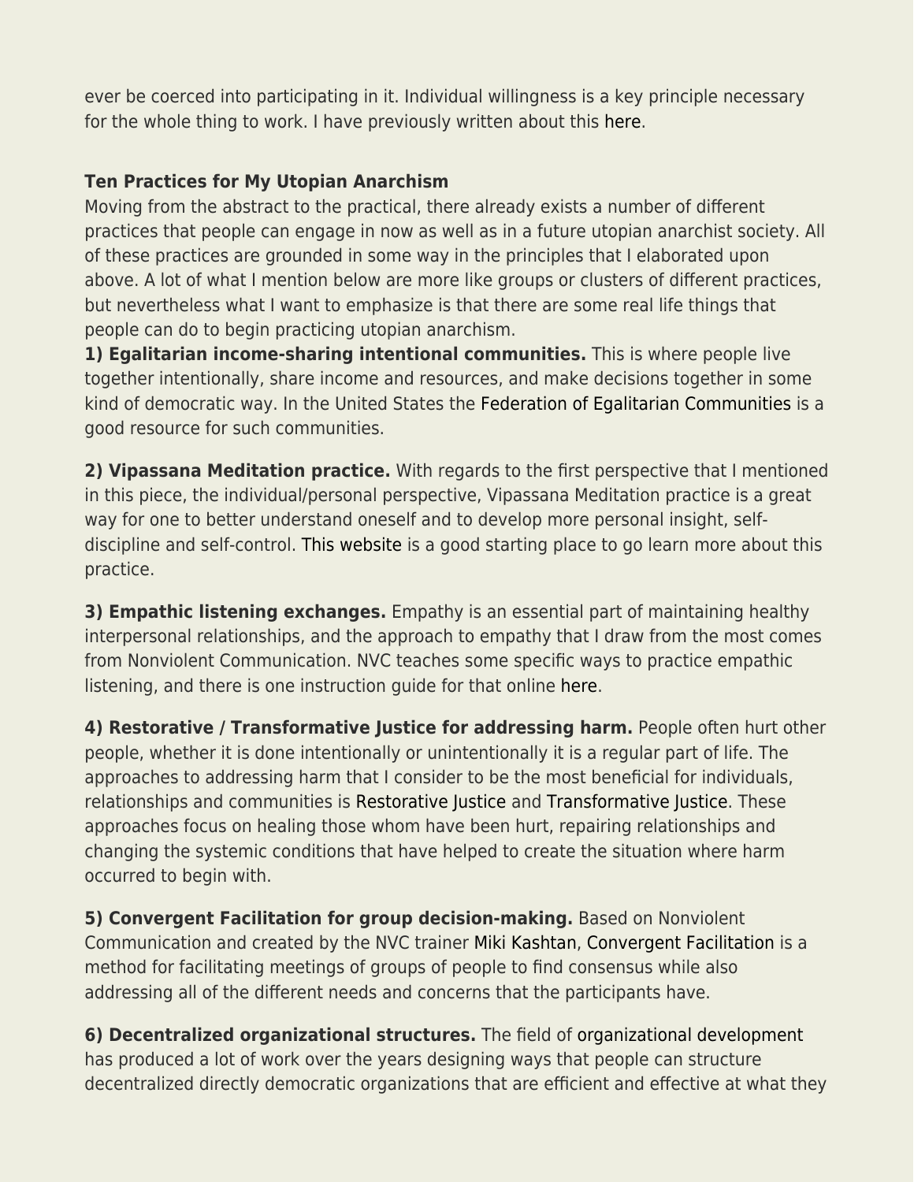ever be coerced into participating in it. Individual willingness is a key principle necessary for the whole thing to work. I have previously written about this here.

**Ten Practices for My Utopian Anarchism**

Moving from the abstract to the practical, there already exists a number of different practices that people can engage in now as well as in a future utopian anarchist society. All of these practices are grounded in some way in the principles that I elaborated upon above. A lot of what I mention below are more like groups or clusters of different practices, but nevertheless what I want to emphasize is that there are some real life things that people can do to begin practicing utopian anarchism.

**1) Egalitarian income-sharing intentional communities.** This is where people live together intentionally, share income and resources, and make decisions together in some kind of democratic way. In the United States the Federation of Egalitarian Communities is a good resource for such communities.

**2) Vipassana Meditation practice.** With regards to the first perspective that I mentioned in this piece, the individual/personal perspective, Vipassana Meditation practice is a great way for one to better understand oneself and to develop more personal insight, self-discipline and self-control. This website is a good starting place to go learn more about this practice.

**3) Empathic listening exchanges.** Empathy is an essential part of maintaining healthy interpersonal relationships, and the approach to empathy that I draw from the most comes from Nonviolent Communication. NVC teaches some specific ways to practice empathic listening, and there is one instruction guide for that online here.

**4) Restorative / Transformative Justice for addressing harm.** People often hurt other people, whether it is done intentionally or unintentionally it is a regular part of life. The approaches to addressing harm that I consider to be the most beneficial for individuals, relationships and communities is Restorative Justice and Transformative Justice. These approaches focus on healing those whom have been hurt, repairing relationships and changing the systemic conditions that have helped to create the situation where harm occurred to begin with.

**5) Convergent Facilitation for group decision-making.** Based on Nonviolent Communication and created by the NVC trainer Miki Kashtan, Convergent Facilitation is a method for facilitating meetings of groups of people to find consensus while also addressing all of the different needs and concerns that the participants have.

**6) Decentralized organizational structures.** The field of organizational development has produced a lot of work over the years designing ways that people can structure decentralized directly democratic organizations that are efficient and effective at what they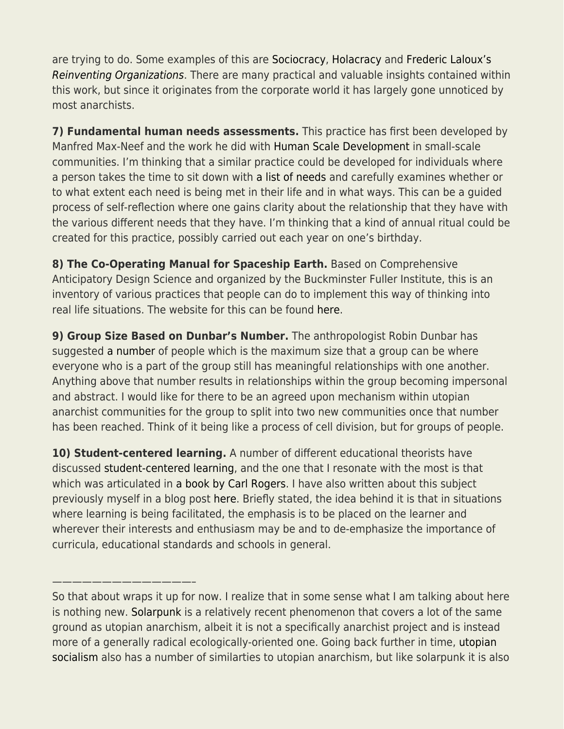are trying to do. Some examples of this are Sociocracy, Holacracy and Frederic Laloux's *Reinventing Organizations*. There are many practical and valuable insights contained within this work, but since it originates from the corporate world it has largely gone unnoticed by most anarchists.

**7) Fundamental human needs assessments.** This practice has first been developed by Manfred Max-Neef and the work he did with Human Scale Development in small-scale communities. I'm thinking that a similar practice could be developed for individuals where a person takes the time to sit down with a list of needs and carefully examines whether or to what extent each need is being met in their life and in what ways. This can be a guided process of self-reflection where one gains clarity about the relationship that they have with the various different needs that they have. I'm thinking that a kind of annual ritual could be created for this practice, possibly carried out each year on one's birthday.

**8) The Co-Operating Manual for Spaceship Earth.** Based on Comprehensive Anticipatory Design Science and organized by the Buckminster Fuller Institute, this is an inventory of various practices that people can do to implement this way of thinking into real life situations. The website for this can be found here.

**9) Group Size Based on Dunbar's Number.** The anthropologist Robin Dunbar has suggested a number of people which is the maximum size that a group can be where everyone who is a part of the group still has meaningful relationships with one another. Anything above that number results in relationships within the group becoming impersonal and abstract. I would like for there to be an agreed upon mechanism within utopian anarchist communities for the group to split into two new communities once that number has been reached. Think of it being like a process of cell division, but for groups of people.

**10) Student-centered learning.** A number of different educational theorists have discussed student-centered learning, and the one that I resonate with the most is that which was articulated in a book by Carl Rogers. I have also written about this subject previously myself in a blog post here. Briefly stated, the idea behind it is that in situations where learning is being facilitated, the emphasis is to be placed on the learner and wherever their interests and enthusiasm may be and to de-emphasize the importance of curricula, educational standards and schools in general.

——————————————–

So that about wraps it up for now. I realize that in some sense what I am talking about here is nothing new. Solarpunk is a relatively recent phenomenon that covers a lot of the same ground as utopian anarchism, albeit it is not a specifically anarchist project and is instead more of a generally radical ecologically-oriented one. Going back further in time, utopian socialism also has a number of similarties to utopian anarchism, but like solarpunk it is also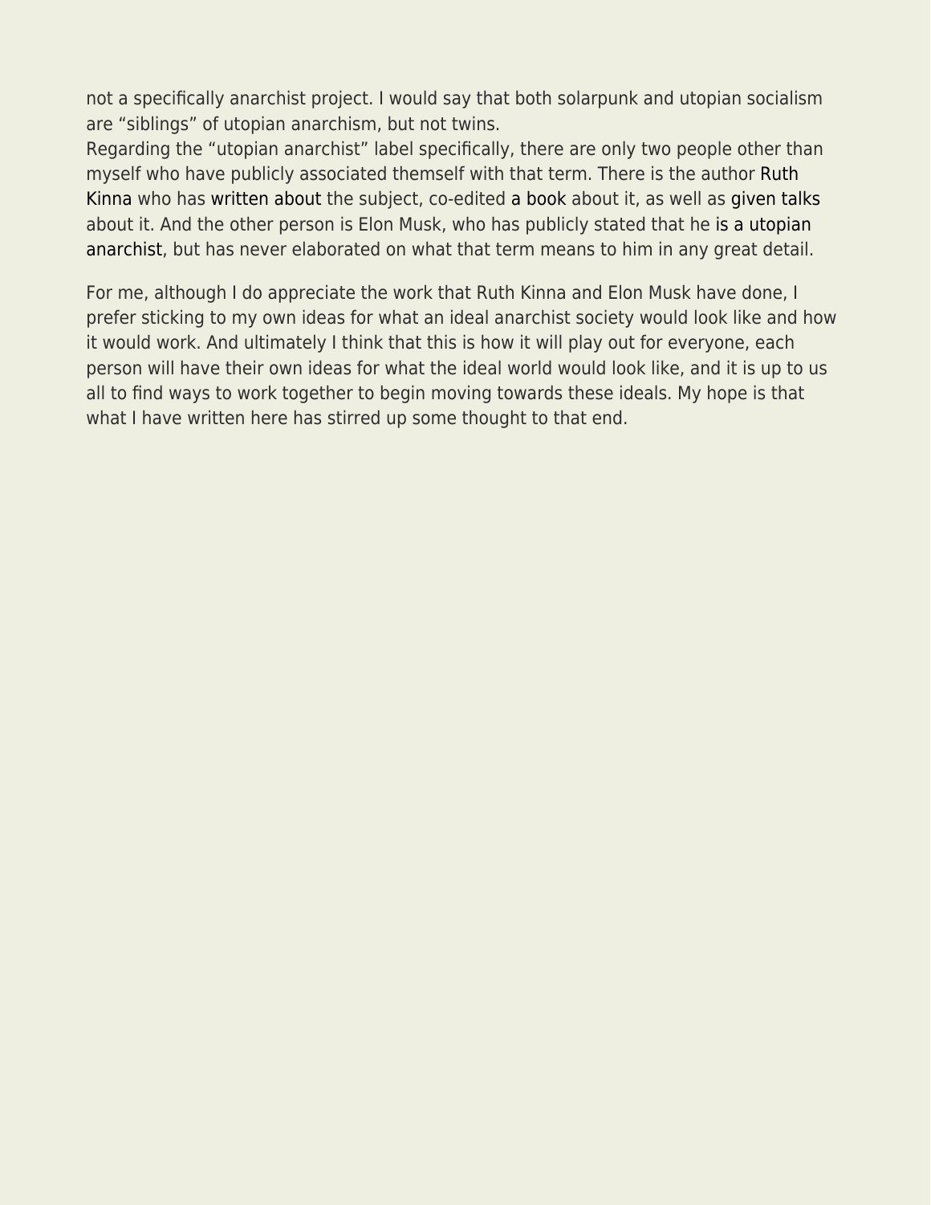not a specifically anarchist project. I would say that both solarpunk and utopian socialism are “siblings” of utopian anarchism, but not twins.
Regarding the “utopian anarchist” label specifically, there are only two people other than myself who have publicly associated themself with that term. There is the author Ruth Kinna who has written about the subject, co-edited a book about it, as well as given talks about it. And the other person is Elon Musk, who has publicly stated that he is a utopian anarchist, but has never elaborated on what that term means to him in any great detail.

For me, although I do appreciate the work that Ruth Kinna and Elon Musk have done, I prefer sticking to my own ideas for what an ideal anarchist society would look like and how it would work. And ultimately I think that this is how it will play out for everyone, each person will have their own ideas for what the ideal world would look like, and it is up to us all to find ways to work together to begin moving towards these ideals. My hope is that what I have written here has stirred up some thought to that end.